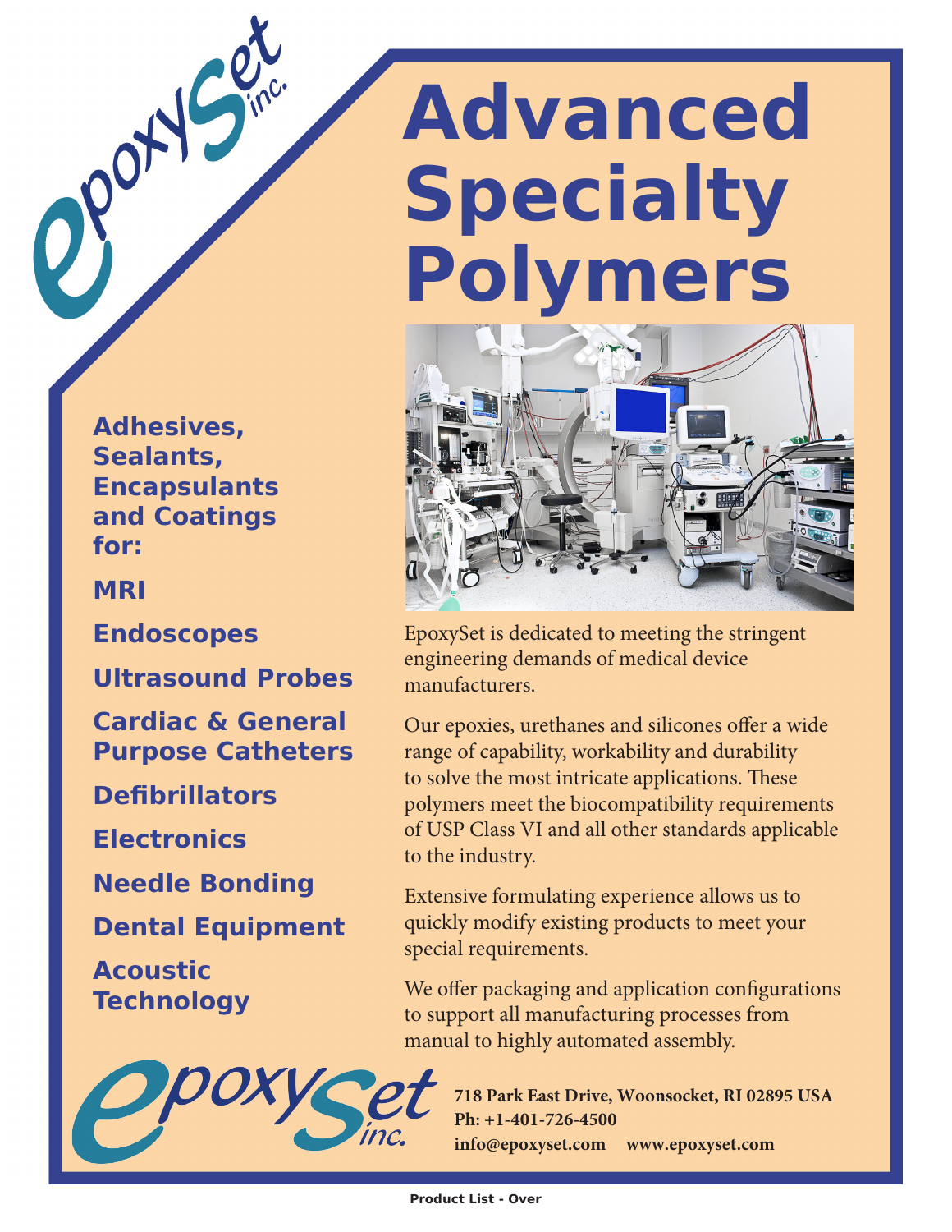# Advanced Specialty Polymers

**Adhesives, Sealants, Encapsulants and Coatings for:**

**MRI**

**Endoscopes**

**Ultrasound Probes**

**Cardiac & General Purpose Catheters**

**Defibrillators**

**Electronics**

**Needle Bonding**

**Dental Equipment**

**Acoustic Technology**

EpoxySet is dedicated to meeting the stringent engineering demands of medical device manufacturers.

Our epoxies, urethanes and silicones offer a wide range of capability, workability and durability to solve the most intricate applications. These polymers meet the biocompatibility requirements of USP Class VI and all other standards applicable to the industry.

Extensive formulating experience allows us to quickly modify existing products to meet your special requirements.

We offer packaging and application configurations to support all manufacturing processes from manual to highly automated assembly.

epoxySet inc.

**718 Park East Drive, Woonsocket, RI 02895 USA**
**Ph: +1-401-726-4500**
**info@epoxyset.com www.epoxyset.com**

**Product List - Over**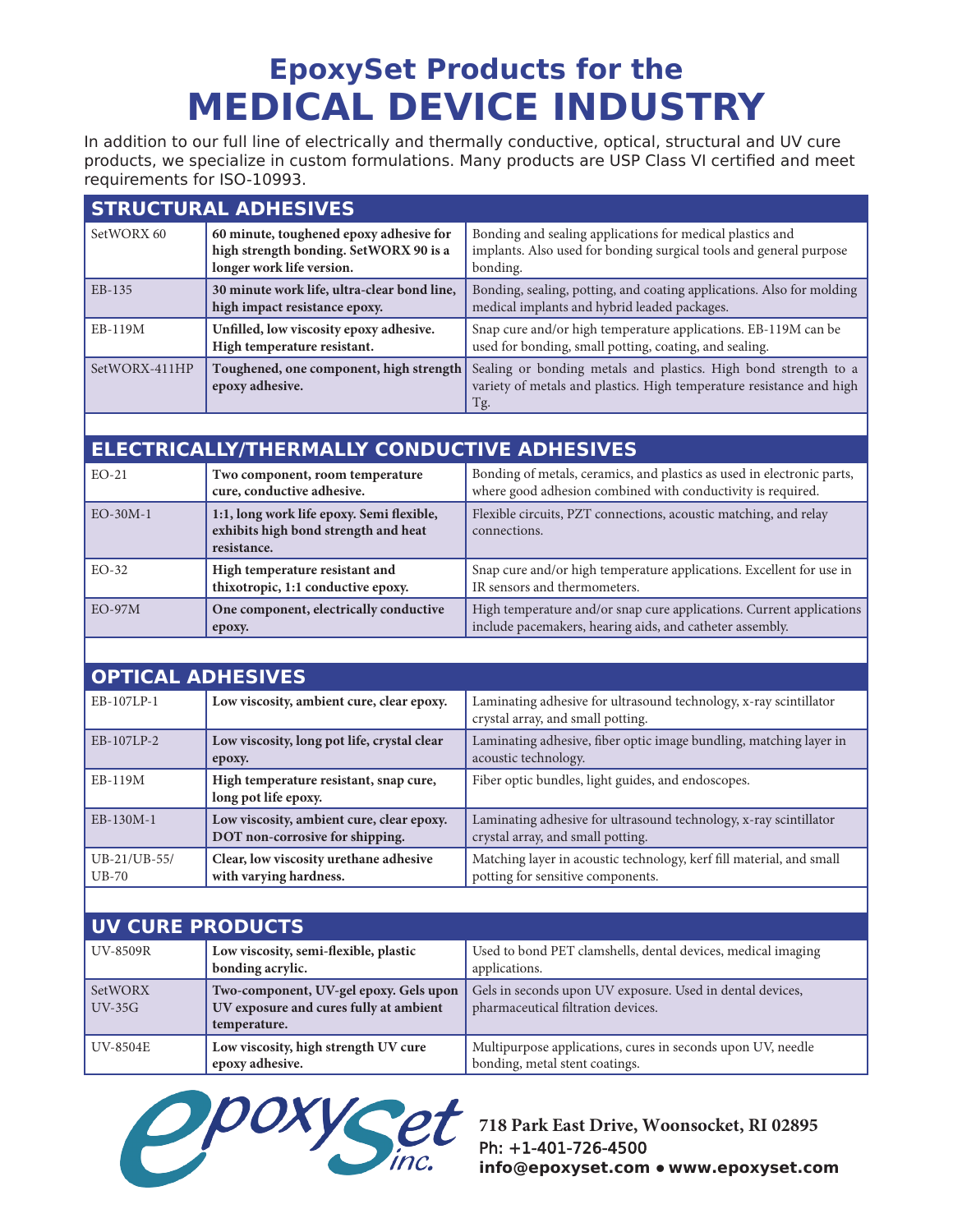# EpoxySet Products for the
# MEDICAL DEVICE INDUSTRY

In addition to our full line of electrically and thermally conductive, optical, structural and UV cure products, we specialize in custom formulations. Many products are USP Class VI certified and meet requirements for ISO-10993.

## STRUCTURAL ADHESIVES

| | | |
|---|---|---|
| SetWORX 60 | **60 minute, toughened epoxy adhesive for high strength bonding. SetWORX 90 is a longer work life version.** | Bonding and sealing applications for medical plastics and implants. Also used for bonding surgical tools and general purpose bonding. |
| EB-135 | **30 minute work life, ultra-clear bond line, high impact resistance epoxy.** | Bonding, sealing, potting, and coating applications. Also for molding medical implants and hybrid leaded packages. |
| EB-119M | **Unfilled, low viscosity epoxy adhesive. High temperature resistant.** | Snap cure and/or high temperature applications. EB-119M can be used for bonding, small potting, coating, and sealing. |
| SetWORX-411HP | **Toughened, one component, high strength epoxy adhesive.** | Sealing or bonding metals and plastics. High bond strength to a variety of metals and plastics. High temperature resistance and high Tg. |

## ELECTRICALLY/THERMALLY CONDUCTIVE ADHESIVES

| | | |
|---|---|---|
| EO-21 | **Two component, room temperature cure, conductive adhesive.** | Bonding of metals, ceramics, and plastics as used in electronic parts, where good adhesion combined with conductivity is required. |
| EO-30M-1 | **1:1, long work life epoxy. Semi flexible, exhibits high bond strength and heat resistance.** | Flexible circuits, PZT connections, acoustic matching, and relay connections. |
| EO-32 | **High temperature resistant and thixotropic, 1:1 conductive epoxy.** | Snap cure and/or high temperature applications. Excellent for use in IR sensors and thermometers. |
| EO-97M | **One component, electrically conductive epoxy.** | High temperature and/or snap cure applications. Current applications include pacemakers, hearing aids, and catheter assembly. |

## OPTICAL ADHESIVES

| | | |
|---|---|---|
| EB-107LP-1 | **Low viscosity, ambient cure, clear epoxy.** | Laminating adhesive for ultrasound technology, x-ray scintillator crystal array, and small potting. |
| EB-107LP-2 | **Low viscosity, long pot life, crystal clear epoxy.** | Laminating adhesive, fiber optic image bundling, matching layer in acoustic technology. |
| EB-119M | **High temperature resistant, snap cure, long pot life epoxy.** | Fiber optic bundles, light guides, and endoscopes. |
| EB-130M-1 | **Low viscosity, ambient cure, clear epoxy. DOT non-corrosive for shipping.** | Laminating adhesive for ultrasound technology, x-ray scintillator crystal array, and small potting. |
| UB-21/UB-55/ UB-70 | **Clear, low viscosity urethane adhesive with varying hardness.** | Matching layer in acoustic technology, kerf fill material, and small potting for sensitive components. |

## UV CURE PRODUCTS

| | | |
|---|---|---|
| UV-8509R | **Low viscosity, semi-flexible, plastic bonding acrylic.** | Used to bond PET clamshells, dental devices, medical imaging applications. |
| SetWORX UV-35G | **Two-component, UV-gel epoxy. Gels upon UV exposure and cures fully at ambient temperature.** | Gels in seconds upon UV exposure. Used in dental devices, pharmaceutical filtration devices. |
| UV-8504E | **Low viscosity, high strength UV cure epoxy adhesive.** | Multipurpose applications, cures in seconds upon UV, needle bonding, metal stent coatings. |

epoxySet inc.

**718 Park East Drive, Woonsocket, RI 02895**
**Ph: +1-401-726-4500**
**info@epoxyset.com • www.epoxyset.com**